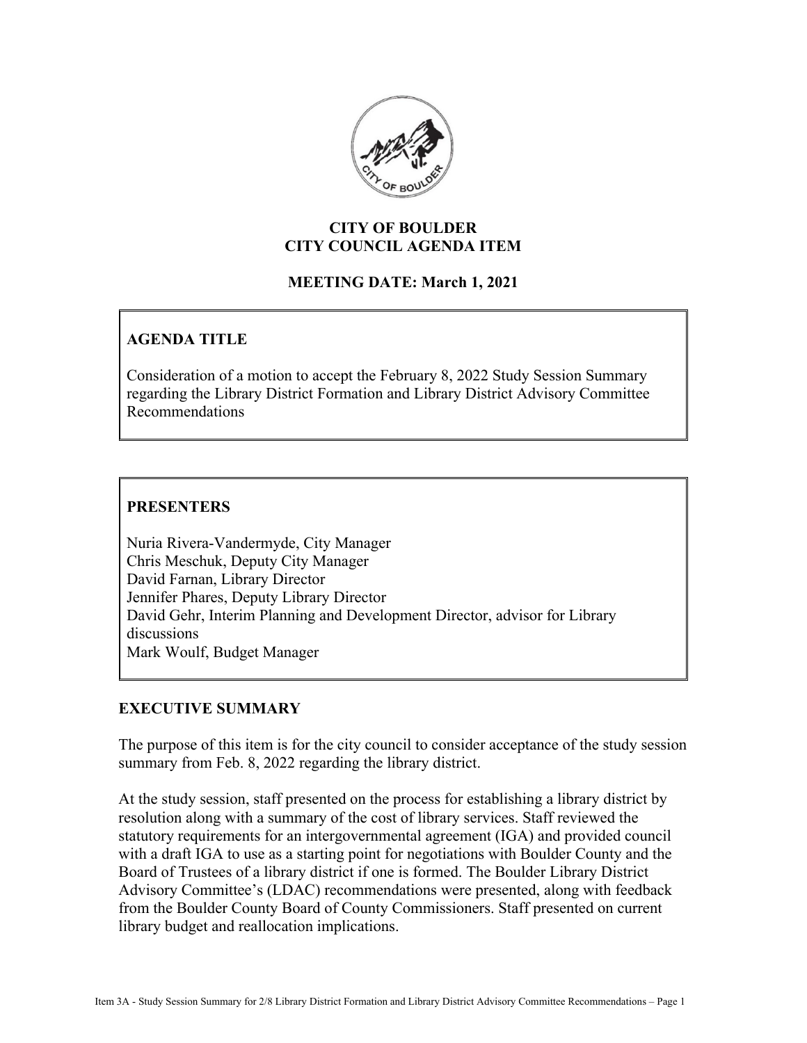# CITY OF BOULDER
# CITY COUNCIL AGENDA ITEM

**MEETING DATE: March 1, 2021**

## AGENDA TITLE

Consideration of a motion to accept the February 8, 2022 Study Session Summary regarding the Library District Formation and Library District Advisory Committee Recommendations

## PRESENTERS

Nuria Rivera-Vandermyde, City Manager
Chris Meschuk, Deputy City Manager
David Farnan, Library Director
Jennifer Phares, Deputy Library Director
David Gehr, Interim Planning and Development Director, advisor for Library discussions
Mark Woulf, Budget Manager

## EXECUTIVE SUMMARY

The purpose of this item is for the city council to consider acceptance of the study session summary from Feb. 8, 2022 regarding the library district.

At the study session, staff presented on the process for establishing a library district by resolution along with a summary of the cost of library services. Staff reviewed the statutory requirements for an intergovernmental agreement (IGA) and provided council with a draft IGA to use as a starting point for negotiations with Boulder County and the Board of Trustees of a library district if one is formed. The Boulder Library District Advisory Committee's (LDAC) recommendations were presented, along with feedback from the Boulder County Board of County Commissioners. Staff presented on current library budget and reallocation implications.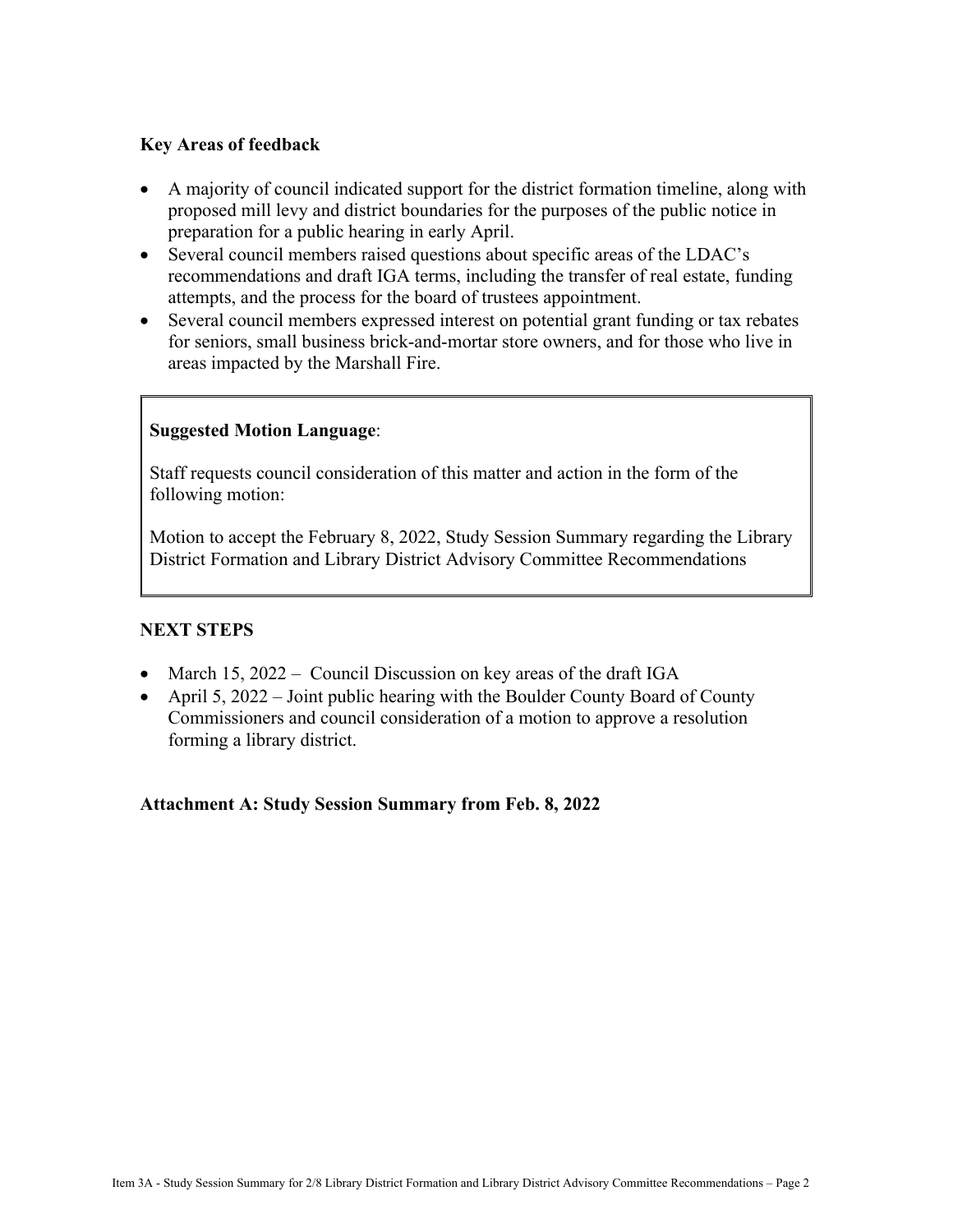**Key Areas of feedback**

- A majority of council indicated support for the district formation timeline, along with proposed mill levy and district boundaries for the purposes of the public notice in preparation for a public hearing in early April.
- Several council members raised questions about specific areas of the LDAC's recommendations and draft IGA terms, including the transfer of real estate, funding attempts, and the process for the board of trustees appointment.
- Several council members expressed interest on potential grant funding or tax rebates for seniors, small business brick-and-mortar store owners, and for those who live in areas impacted by the Marshall Fire.

**Suggested Motion Language**:

Staff requests council consideration of this matter and action in the form of the following motion:

Motion to accept the February 8, 2022, Study Session Summary regarding the Library District Formation and Library District Advisory Committee Recommendations

**NEXT STEPS**

- March 15, 2022 – Council Discussion on key areas of the draft IGA
- April 5, 2022 – Joint public hearing with the Boulder County Board of County Commissioners and council consideration of a motion to approve a resolution forming a library district.

**Attachment A: Study Session Summary from Feb. 8, 2022**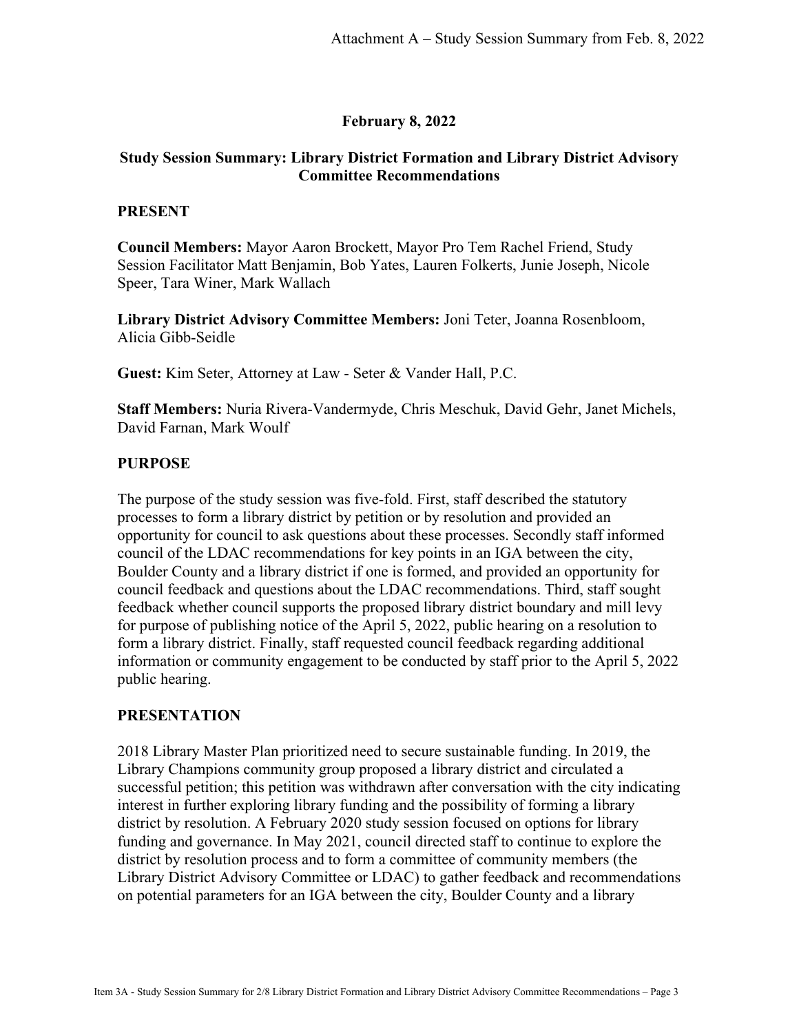Attachment A – Study Session Summary from Feb. 8, 2022

**February 8, 2022**

**Study Session Summary: Library District Formation and Library District Advisory Committee Recommendations**

## PRESENT

**Council Members:** Mayor Aaron Brockett, Mayor Pro Tem Rachel Friend, Study Session Facilitator Matt Benjamin, Bob Yates, Lauren Folkerts, Junie Joseph, Nicole Speer, Tara Winer, Mark Wallach

**Library District Advisory Committee Members:** Joni Teter, Joanna Rosenbloom, Alicia Gibb-Seidle

**Guest:** Kim Seter, Attorney at Law - Seter & Vander Hall, P.C.

**Staff Members:** Nuria Rivera-Vandermyde, Chris Meschuk, David Gehr, Janet Michels, David Farnan, Mark Woulf

## PURPOSE

The purpose of the study session was five-fold. First, staff described the statutory processes to form a library district by petition or by resolution and provided an opportunity for council to ask questions about these processes. Secondly staff informed council of the LDAC recommendations for key points in an IGA between the city, Boulder County and a library district if one is formed, and provided an opportunity for council feedback and questions about the LDAC recommendations. Third, staff sought feedback whether council supports the proposed library district boundary and mill levy for purpose of publishing notice of the April 5, 2022, public hearing on a resolution to form a library district. Finally, staff requested council feedback regarding additional information or community engagement to be conducted by staff prior to the April 5, 2022 public hearing.

## PRESENTATION

2018 Library Master Plan prioritized need to secure sustainable funding. In 2019, the Library Champions community group proposed a library district and circulated a successful petition; this petition was withdrawn after conversation with the city indicating interest in further exploring library funding and the possibility of forming a library district by resolution. A February 2020 study session focused on options for library funding and governance. In May 2021, council directed staff to continue to explore the district by resolution process and to form a committee of community members (the Library District Advisory Committee or LDAC) to gather feedback and recommendations on potential parameters for an IGA between the city, Boulder County and a library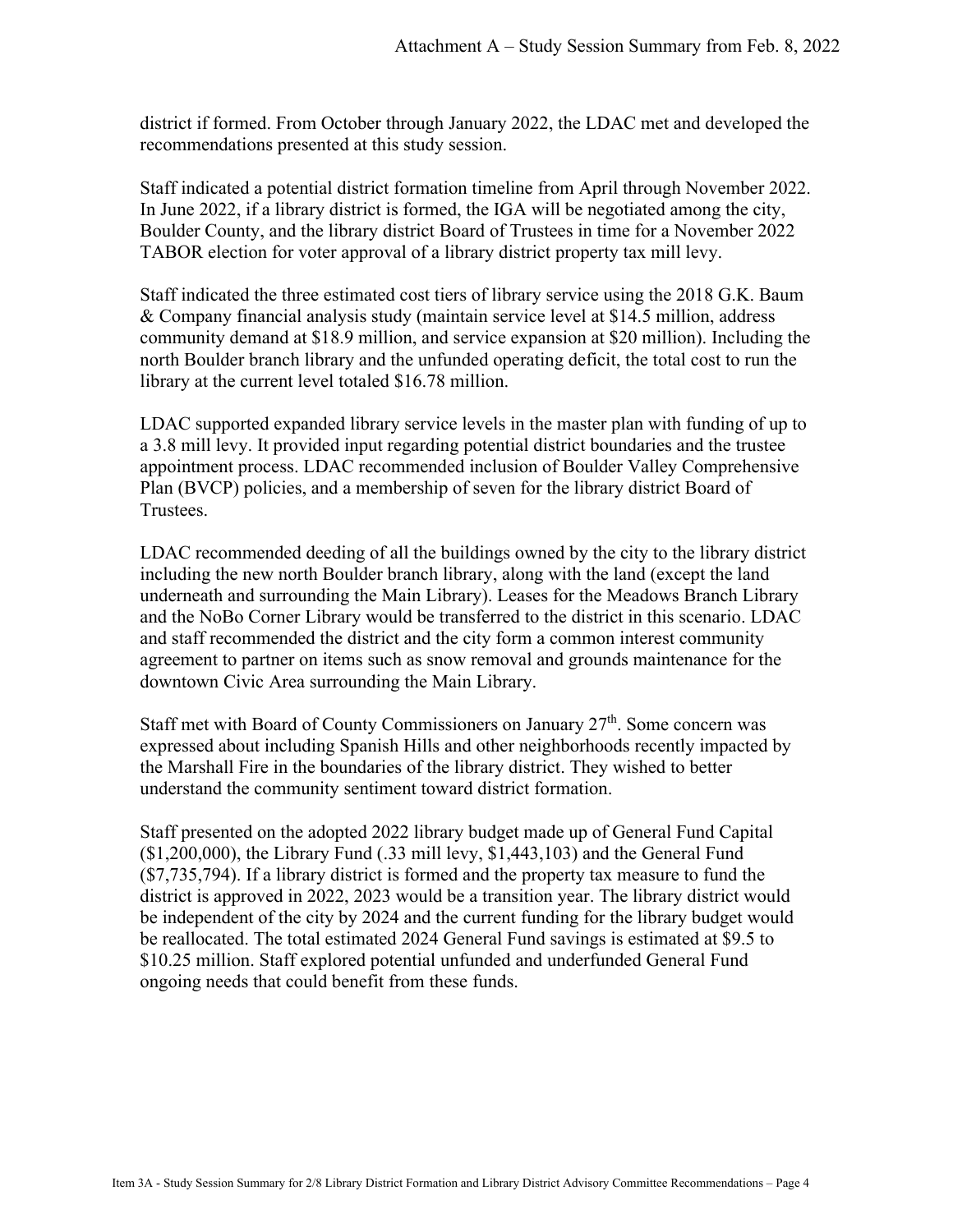district if formed. From October through January 2022, the LDAC met and developed the recommendations presented at this study session.

Staff indicated a potential district formation timeline from April through November 2022. In June 2022, if a library district is formed, the IGA will be negotiated among the city, Boulder County, and the library district Board of Trustees in time for a November 2022 TABOR election for voter approval of a library district property tax mill levy.

Staff indicated the three estimated cost tiers of library service using the 2018 G.K. Baum & Company financial analysis study (maintain service level at $14.5 million, address community demand at $18.9 million, and service expansion at $20 million). Including the north Boulder branch library and the unfunded operating deficit, the total cost to run the library at the current level totaled $16.78 million.

LDAC supported expanded library service levels in the master plan with funding of up to a 3.8 mill levy. It provided input regarding potential district boundaries and the trustee appointment process. LDAC recommended inclusion of Boulder Valley Comprehensive Plan (BVCP) policies, and a membership of seven for the library district Board of Trustees.

LDAC recommended deeding of all the buildings owned by the city to the library district including the new north Boulder branch library, along with the land (except the land underneath and surrounding the Main Library). Leases for the Meadows Branch Library and the NoBo Corner Library would be transferred to the district in this scenario. LDAC and staff recommended the district and the city form a common interest community agreement to partner on items such as snow removal and grounds maintenance for the downtown Civic Area surrounding the Main Library.

Staff met with Board of County Commissioners on January 27th. Some concern was expressed about including Spanish Hills and other neighborhoods recently impacted by the Marshall Fire in the boundaries of the library district. They wished to better understand the community sentiment toward district formation.

Staff presented on the adopted 2022 library budget made up of General Fund Capital ($1,200,000), the Library Fund (.33 mill levy, $1,443,103) and the General Fund ($7,735,794). If a library district is formed and the property tax measure to fund the district is approved in 2022, 2023 would be a transition year. The library district would be independent of the city by 2024 and the current funding for the library budget would be reallocated. The total estimated 2024 General Fund savings is estimated at $9.5 to $10.25 million. Staff explored potential unfunded and underfunded General Fund ongoing needs that could benefit from these funds.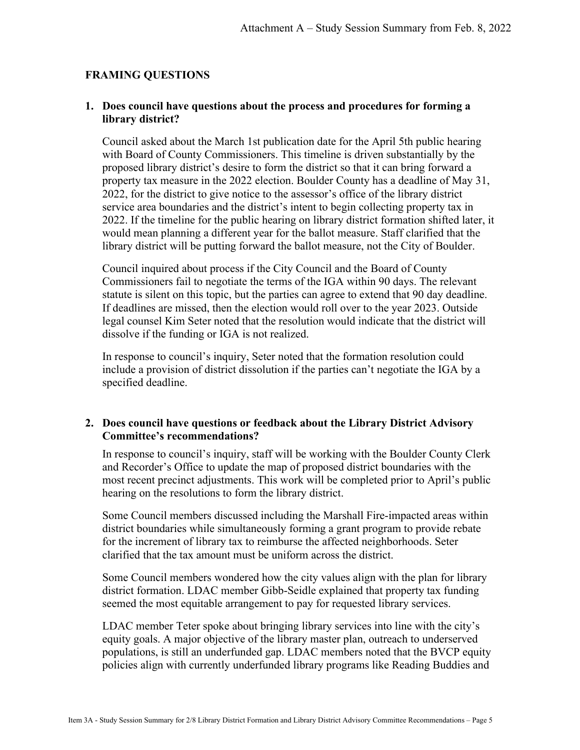## FRAMING QUESTIONS

### 1. Does council have questions about the process and procedures for forming a library district?

Council asked about the March 1st publication date for the April 5th public hearing with Board of County Commissioners. This timeline is driven substantially by the proposed library district's desire to form the district so that it can bring forward a property tax measure in the 2022 election. Boulder County has a deadline of May 31, 2022, for the district to give notice to the assessor's office of the library district service area boundaries and the district's intent to begin collecting property tax in 2022. If the timeline for the public hearing on library district formation shifted later, it would mean planning a different year for the ballot measure. Staff clarified that the library district will be putting forward the ballot measure, not the City of Boulder.

Council inquired about process if the City Council and the Board of County Commissioners fail to negotiate the terms of the IGA within 90 days. The relevant statute is silent on this topic, but the parties can agree to extend that 90 day deadline. If deadlines are missed, then the election would roll over to the year 2023. Outside legal counsel Kim Seter noted that the resolution would indicate that the district will dissolve if the funding or IGA is not realized.

In response to council's inquiry, Seter noted that the formation resolution could include a provision of district dissolution if the parties can't negotiate the IGA by a specified deadline.

### 2. Does council have questions or feedback about the Library District Advisory Committee's recommendations?

In response to council's inquiry, staff will be working with the Boulder County Clerk and Recorder's Office to update the map of proposed district boundaries with the most recent precinct adjustments. This work will be completed prior to April's public hearing on the resolutions to form the library district.

Some Council members discussed including the Marshall Fire-impacted areas within district boundaries while simultaneously forming a grant program to provide rebate for the increment of library tax to reimburse the affected neighborhoods. Seter clarified that the tax amount must be uniform across the district.

Some Council members wondered how the city values align with the plan for library district formation. LDAC member Gibb-Seidle explained that property tax funding seemed the most equitable arrangement to pay for requested library services.

LDAC member Teter spoke about bringing library services into line with the city's equity goals. A major objective of the library master plan, outreach to underserved populations, is still an underfunded gap. LDAC members noted that the BVCP equity policies align with currently underfunded library programs like Reading Buddies and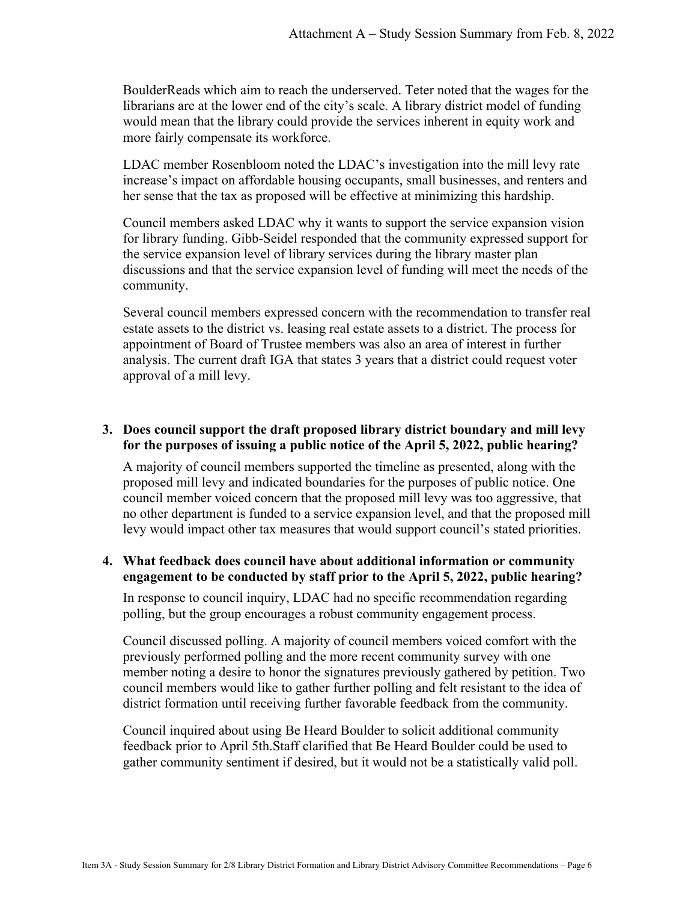BoulderReads which aim to reach the underserved. Teter noted that the wages for the librarians are at the lower end of the city's scale. A library district model of funding would mean that the library could provide the services inherent in equity work and more fairly compensate its workforce.

LDAC member Rosenbloom noted the LDAC's investigation into the mill levy rate increase's impact on affordable housing occupants, small businesses, and renters and her sense that the tax as proposed will be effective at minimizing this hardship.

Council members asked LDAC why it wants to support the service expansion vision for library funding. Gibb-Seidel responded that the community expressed support for the service expansion level of library services during the library master plan discussions and that the service expansion level of funding will meet the needs of the community.

Several council members expressed concern with the recommendation to transfer real estate assets to the district vs. leasing real estate assets to a district. The process for appointment of Board of Trustee members was also an area of interest in further analysis. The current draft IGA that states 3 years that a district could request voter approval of a mill levy.

**3. Does council support the draft proposed library district boundary and mill levy for the purposes of issuing a public notice of the April 5, 2022, public hearing?**

A majority of council members supported the timeline as presented, along with the proposed mill levy and indicated boundaries for the purposes of public notice. One council member voiced concern that the proposed mill levy was too aggressive, that no other department is funded to a service expansion level, and that the proposed mill levy would impact other tax measures that would support council's stated priorities.

**4. What feedback does council have about additional information or community engagement to be conducted by staff prior to the April 5, 2022, public hearing?**

In response to council inquiry, LDAC had no specific recommendation regarding polling, but the group encourages a robust community engagement process.

Council discussed polling. A majority of council members voiced comfort with the previously performed polling and the more recent community survey with one member noting a desire to honor the signatures previously gathered by petition. Two council members would like to gather further polling and felt resistant to the idea of district formation until receiving further favorable feedback from the community.

Council inquired about using Be Heard Boulder to solicit additional community feedback prior to April 5th.Staff clarified that Be Heard Boulder could be used to gather community sentiment if desired, but it would not be a statistically valid poll.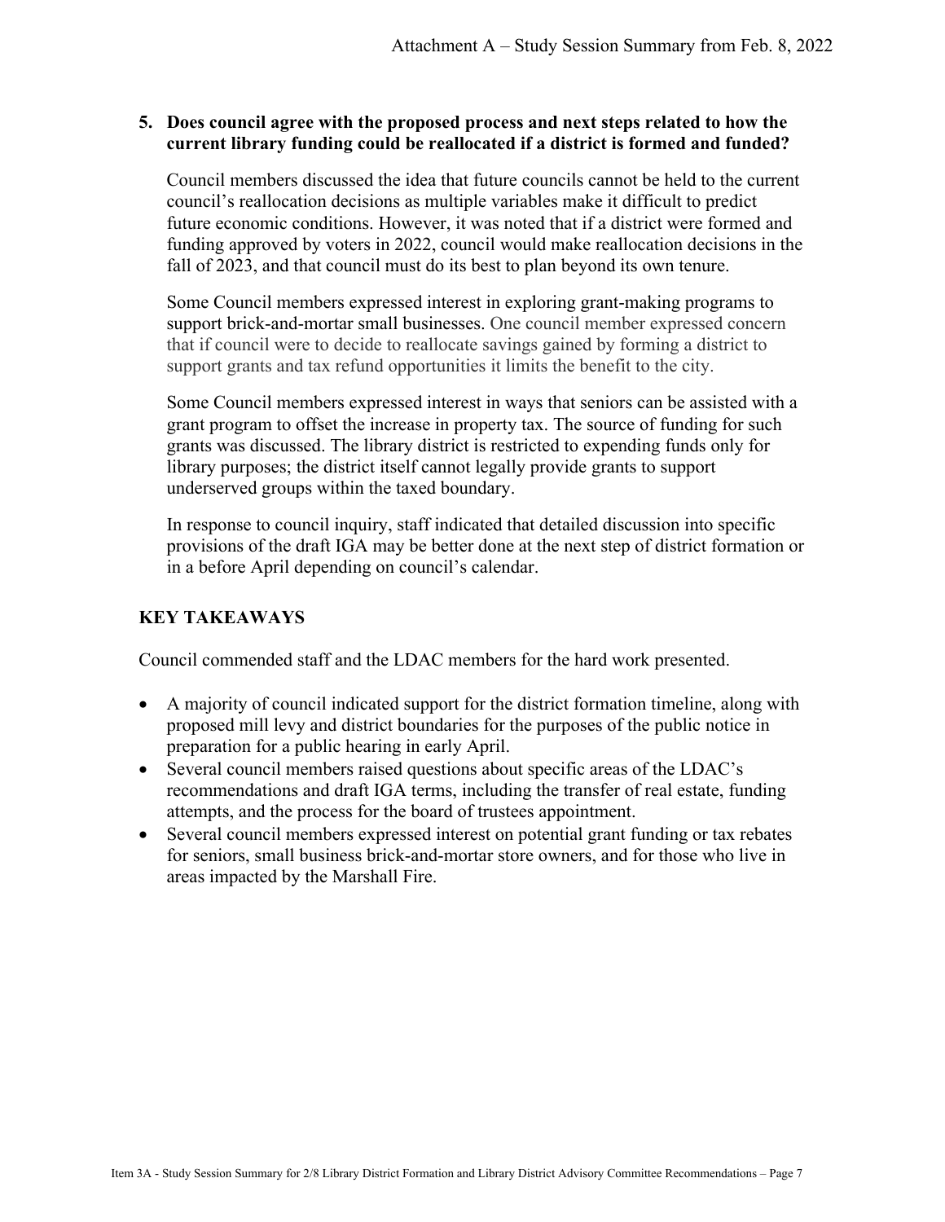**5. Does council agree with the proposed process and next steps related to how the current library funding could be reallocated if a district is formed and funded?**

Council members discussed the idea that future councils cannot be held to the current council's reallocation decisions as multiple variables make it difficult to predict future economic conditions. However, it was noted that if a district were formed and funding approved by voters in 2022, council would make reallocation decisions in the fall of 2023, and that council must do its best to plan beyond its own tenure.

Some Council members expressed interest in exploring grant-making programs to support brick-and-mortar small businesses. One council member expressed concern that if council were to decide to reallocate savings gained by forming a district to support grants and tax refund opportunities it limits the benefit to the city.

Some Council members expressed interest in ways that seniors can be assisted with a grant program to offset the increase in property tax. The source of funding for such grants was discussed. The library district is restricted to expending funds only for library purposes; the district itself cannot legally provide grants to support underserved groups within the taxed boundary.

In response to council inquiry, staff indicated that detailed discussion into specific provisions of the draft IGA may be better done at the next step of district formation or in a before April depending on council's calendar.

## KEY TAKEAWAYS

Council commended staff and the LDAC members for the hard work presented.

- A majority of council indicated support for the district formation timeline, along with proposed mill levy and district boundaries for the purposes of the public notice in preparation for a public hearing in early April.
- Several council members raised questions about specific areas of the LDAC's recommendations and draft IGA terms, including the transfer of real estate, funding attempts, and the process for the board of trustees appointment.
- Several council members expressed interest on potential grant funding or tax rebates for seniors, small business brick-and-mortar store owners, and for those who live in areas impacted by the Marshall Fire.